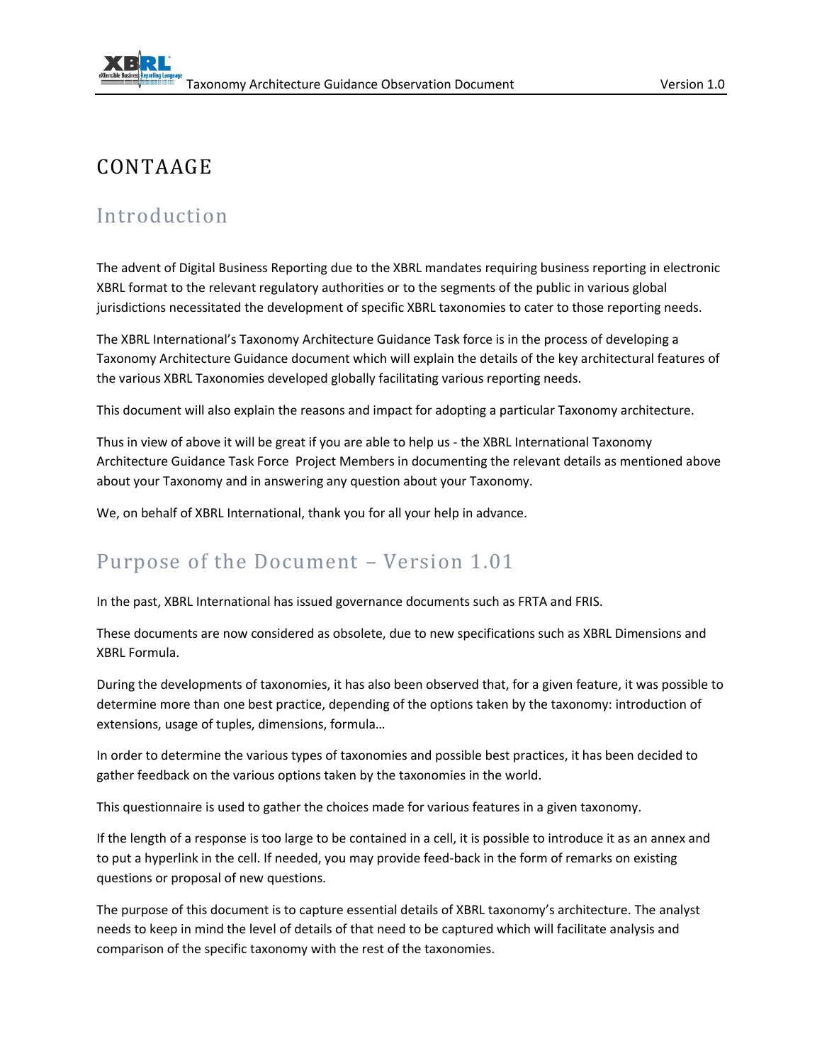# CONTAAGE

## Introduction

The advent of Digital Business Reporting due to the XBRL mandates requiring business reporting in electronic XBRL format to the relevant regulatory authorities or to the segments of the public in various global jurisdictions necessitated the development of specific XBRL taxonomies to cater to those reporting needs.

The XBRL International's Taxonomy Architecture Guidance Task force is in the process of developing a Taxonomy Architecture Guidance document which will explain the details of the key architectural features of the various XBRL Taxonomies developed globally facilitating various reporting needs.

This document will also explain the reasons and impact for adopting a particular Taxonomy architecture.

Thus in view of above it will be great if you are able to help us - the XBRL International Taxonomy Architecture Guidance Task Force Project Members in documenting the relevant details as mentioned above about your Taxonomy and in answering any question about your Taxonomy.

We, on behalf of XBRL International, thank you for all your help in advance.

## Purpose of the Document – Version 1.01

In the past, XBRL International has issued governance documents such as FRTA and FRIS.

These documents are now considered as obsolete, due to new specifications such as XBRL Dimensions and XBRL Formula.

During the developments of taxonomies, it has also been observed that, for a given feature, it was possible to determine more than one best practice, depending of the options taken by the taxonomy: introduction of extensions, usage of tuples, dimensions, formula…

In order to determine the various types of taxonomies and possible best practices, it has been decided to gather feedback on the various options taken by the taxonomies in the world.

This questionnaire is used to gather the choices made for various features in a given taxonomy.

If the length of a response is too large to be contained in a cell, it is possible to introduce it as an annex and to put a hyperlink in the cell. If needed, you may provide feed-back in the form of remarks on existing questions or proposal of new questions.

The purpose of this document is to capture essential details of XBRL taxonomy's architecture. The analyst needs to keep in mind the level of details of that need to be captured which will facilitate analysis and comparison of the specific taxonomy with the rest of the taxonomies.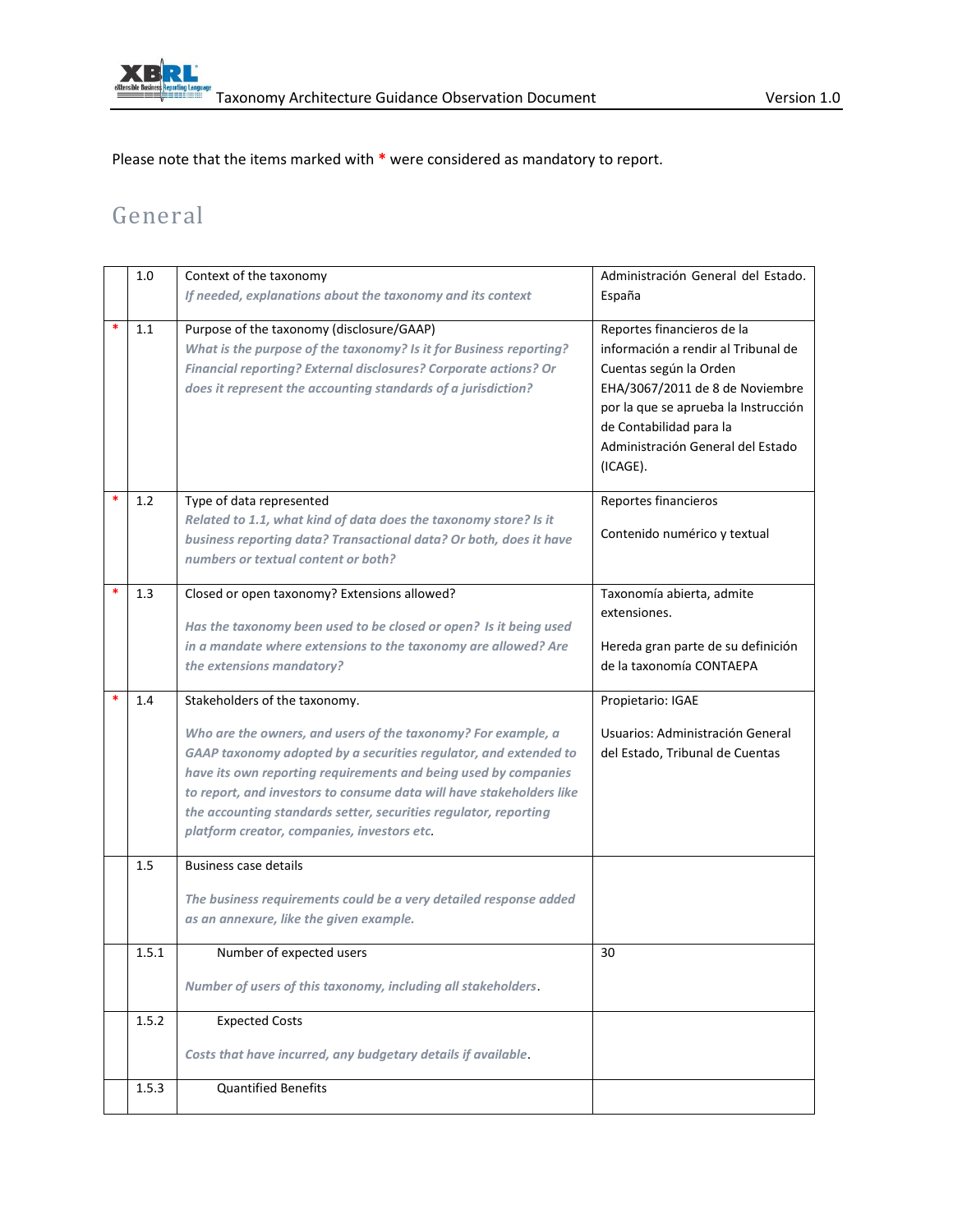Please note that the items marked with * were considered as mandatory to report.

## General

| | | | |
|---|---|---|---|
| | 1.0 | Context of the taxonomy<br>*If needed, explanations about the taxonomy and its context* | Administración General del Estado. España |
| * | 1.1 | Purpose of the taxonomy (disclosure/GAAP)<br>*What is the purpose of the taxonomy? Is it for Business reporting? Financial reporting? External disclosures? Corporate actions? Or does it represent the accounting standards of a jurisdiction?* | Reportes financieros de la información a rendir al Tribunal de Cuentas según la Orden EHA/3067/2011 de 8 de Noviembre por la que se aprueba la Instrucción de Contabilidad para la Administración General del Estado (ICAGE). |
| * | 1.2 | Type of data represented<br>*Related to 1.1, what kind of data does the taxonomy store? Is it business reporting data? Transactional data? Or both, does it have numbers or textual content or both?* | Reportes financieros<br><br>Contenido numérico y textual |
| * | 1.3 | Closed or open taxonomy? Extensions allowed?<br><br>*Has the taxonomy been used to be closed or open? Is it being used in a mandate where extensions to the taxonomy are allowed? Are the extensions mandatory?* | Taxonomía abierta, admite extensiones.<br><br>Hereda gran parte de su definición de la taxonomía CONTAEPA |
| * | 1.4 | Stakeholders of the taxonomy.<br><br>*Who are the owners, and users of the taxonomy? For example, a GAAP taxonomy adopted by a securities regulator, and extended to have its own reporting requirements and being used by companies to report, and investors to consume data will have stakeholders like the accounting standards setter, securities regulator, reporting platform creator, companies, investors etc.* | Propietario: IGAE<br><br>Usuarios: Administración General del Estado, Tribunal de Cuentas |
| | 1.5 | Business case details<br><br>*The business requirements could be a very detailed response added as an annexure, like the given example.* | |
| | 1.5.1 | Number of expected users<br><br>*Number of users of this taxonomy, including all stakeholders*. | 30 |
| | 1.5.2 | Expected Costs<br><br>*Costs that have incurred, any budgetary details if available*. | |
| | 1.5.3 | Quantified Benefits | |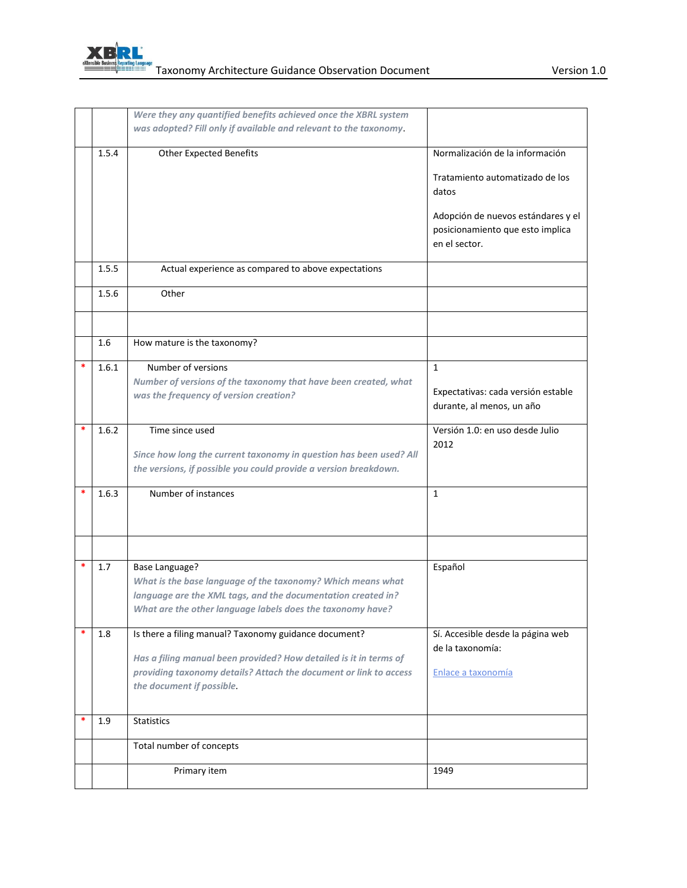| | | | |
|---|---|---|---|
| | | *Were they any quantified benefits achieved once the XBRL system was adopted? Fill only if available and relevant to the taxonomy*. | |
| | 1.5.4 | Other Expected Benefits | Normalización de la información<br><br>Tratamiento automatizado de los datos<br><br>Adopción de nuevos estándares y el posicionamiento que esto implica en el sector. |
| | 1.5.5 | Actual experience as compared to above expectations | |
| | 1.5.6 | Other | |
| | | | |
| | 1.6 | How mature is the taxonomy? | |
| * | 1.6.1 | Number of versions<br>*Number of versions of the taxonomy that have been created, what was the frequency of version creation?* | 1<br><br>Expectativas: cada versión estable durante, al menos, un año |
| * | 1.6.2 | Time since used<br><br>*Since how long the current taxonomy in question has been used? All the versions, if possible you could provide a version breakdown.* | Versión 1.0: en uso desde Julio 2012 |
| * | 1.6.3 | Number of instances | 1 |
| | | | |
| * | 1.7 | Base Language?<br>*What is the base language of the taxonomy? Which means what language are the XML tags, and the documentation created in? What are the other language labels does the taxonomy have?* | Español |
| * | 1.8 | Is there a filing manual? Taxonomy guidance document?<br><br>*Has a filing manual been provided? How detailed is it in terms of providing taxonomy details? Attach the document or link to access the document if possible*. | Sí. Accesible desde la página web de la taxonomía:<br><br>Enlace a taxonomía |
| * | 1.9 | Statistics | |
| | | Total number of concepts | |
| | | Primary item | 1949 |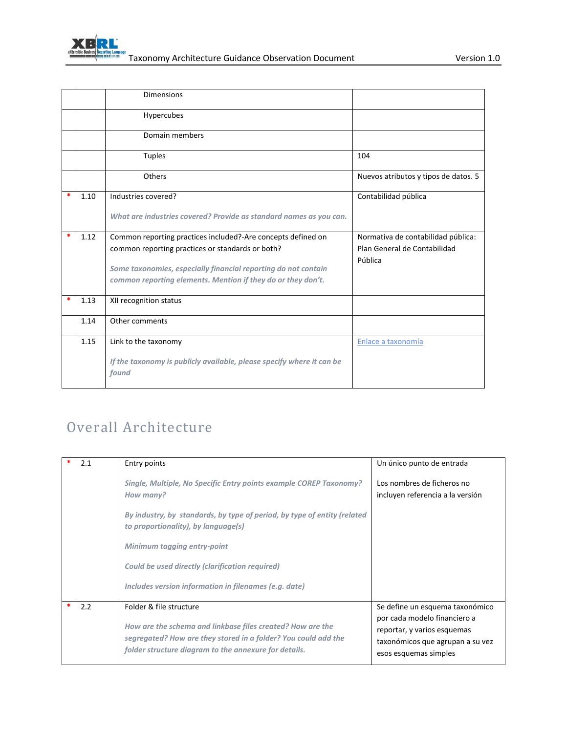| | | | |
|---|---|---|---|
| | | Dimensions | |
| | | Hypercubes | |
| | | Domain members | |
| | | Tuples | 104 |
| | | Others | Nuevos atributos y tipos de datos. 5 |
| * | 1.10 | Industries covered?<br><br>*What are industries covered? Provide as standard names as you can.* | Contabilidad pública |
| * | 1.12 | Common reporting practices included?-Are concepts defined on common reporting practices or standards or both?<br><br>*Some taxonomies, especially financial reporting do not contain common reporting elements. Mention if they do or they don't.* | Normativa de contabilidad pública: Plan General de Contabilidad Pública |
| * | 1.13 | XII recognition status | |
| | 1.14 | Other comments | |
| | 1.15 | Link to the taxonomy<br><br>*If the taxonomy is publicly available, please specify where it can be found* | Enlace a taxonomía |

# Overall Architecture

| | | | |
|---|---|---|---|
| * | 2.1 | Entry points<br><br>*Single, Multiple, No Specific Entry points example COREP Taxonomy? How many?*<br><br>*By industry, by standards, by type of period, by type of entity (related to proportionality), by language(s)*<br><br>*Minimum tagging entry-point*<br><br>*Could be used directly (clarification required)*<br><br>*Includes version information in filenames (e.g. date)* | Un único punto de entrada<br><br>Los nombres de ficheros no incluyen referencia a la versión |
| * | 2.2 | Folder & file structure<br><br>*How are the schema and linkbase files created? How are the segregated? How are they stored in a folder? You could add the folder structure diagram to the annexure for details.* | Se define un esquema taxonómico por cada modelo financiero a reportar, y varios esquemas taxonómicos que agrupan a su vez esos esquemas simples |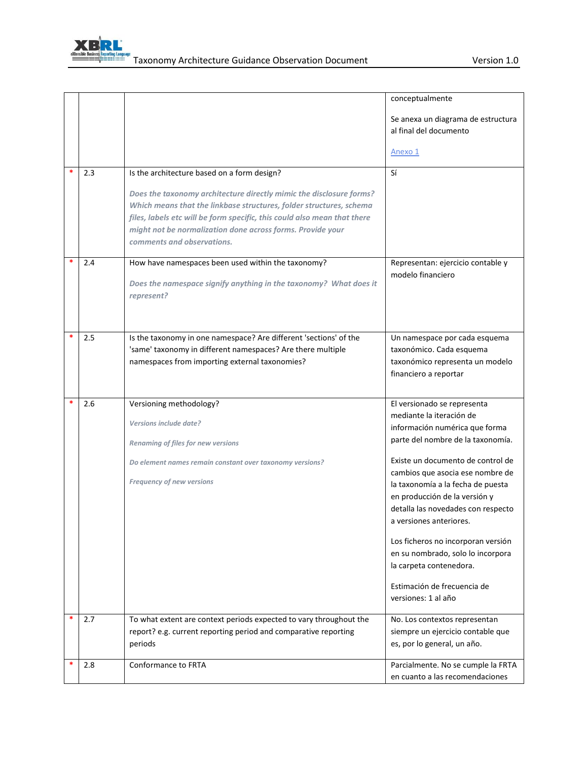| | | | |
|---|---|---|---|
| | | | conceptualmente<br><br>Se anexa un diagrama de estructura al final del documento<br><br>Anexo 1 |
| * | 2.3 | Is the architecture based on a form design?<br><br>***Does the taxonomy architecture directly mimic the disclosure forms? Which means that the linkbase structures, folder structures, schema files, labels etc will be form specific, this could also mean that there might not be normalization done across forms. Provide your comments and observations.*** | Sí |
| * | 2.4 | How have namespaces been used within the taxonomy?<br><br>***Does the namespace signify anything in the taxonomy? What does it represent?*** | Representan: ejercicio contable y modelo financiero |
| * | 2.5 | Is the taxonomy in one namespace? Are different 'sections' of the 'same' taxonomy in different namespaces? Are there multiple namespaces from importing external taxonomies? | Un namespace por cada esquema taxonómico. Cada esquema taxonómico representa un modelo financiero a reportar |
| * | 2.6 | Versioning methodology?<br><br>***Versions include date?***<br><br>***Renaming of files for new versions***<br><br>***Do element names remain constant over taxonomy versions?***<br><br>***Frequency of new versions*** | El versionado se representa mediante la iteración de información numérica que forma parte del nombre de la taxonomía.<br><br>Existe un documento de control de cambios que asocia ese nombre de la taxonomía a la fecha de puesta en producción de la versión y detalla las novedades con respecto a versiones anteriores.<br><br>Los ficheros no incorporan versión en su nombrado, solo lo incorpora la carpeta contenedora.<br><br>Estimación de frecuencia de versiones: 1 al año |
| * | 2.7 | To what extent are context periods expected to vary throughout the report? e.g. current reporting period and comparative reporting periods | No. Los contextos representan siempre un ejercicio contable que es, por lo general, un año. |
| * | 2.8 | Conformance to FRTA | Parcialmente. No se cumple la FRTA en cuanto a las recomendaciones |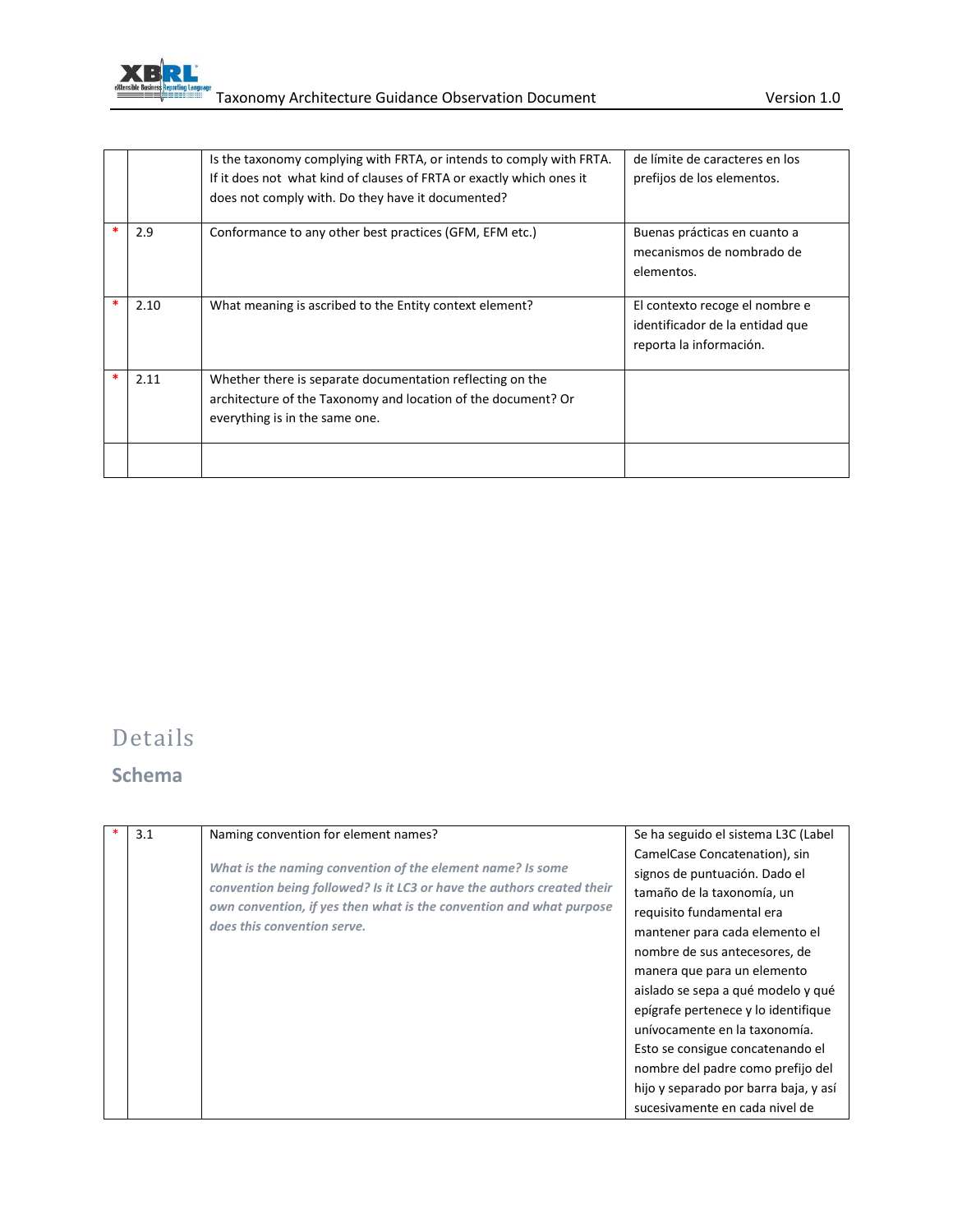| | | | |
|---|---|---|---|
| | | Is the taxonomy complying with FRTA, or intends to comply with FRTA. If it does not what kind of clauses of FRTA or exactly which ones it does not comply with. Do they have it documented? | de límite de caracteres en los prefijos de los elementos. |
| * | 2.9 | Conformance to any other best practices (GFM, EFM etc.) | Buenas prácticas en cuanto a mecanismos de nombrado de elementos. |
| * | 2.10 | What meaning is ascribed to the Entity context element? | El contexto recoge el nombre e identificador de la entidad que reporta la información. |
| * | 2.11 | Whether there is separate documentation reflecting on the architecture of the Taxonomy and location of the document? Or everything is in the same one. | |
| | | | |

# Details

## Schema

| | | | |
|---|---|---|---|
| * | 3.1 | Naming convention for element names?<br><br>***What is the naming convention of the element name? Is some convention being followed? Is it LC3 or have the authors created their own convention, if yes then what is the convention and what purpose does this convention serve.*** | Se ha seguido el sistema L3C (Label CamelCase Concatenation), sin signos de puntuación. Dado el tamaño de la taxonomía, un requisito fundamental era mantener para cada elemento el nombre de sus antecesores, de manera que para un elemento aislado se sepa a qué modelo y qué epígrafe pertenece y lo identifique unívocamente en la taxonomía. Esto se consigue concatenando el nombre del padre como prefijo del hijo y separado por barra baja, y así sucesivamente en cada nivel de |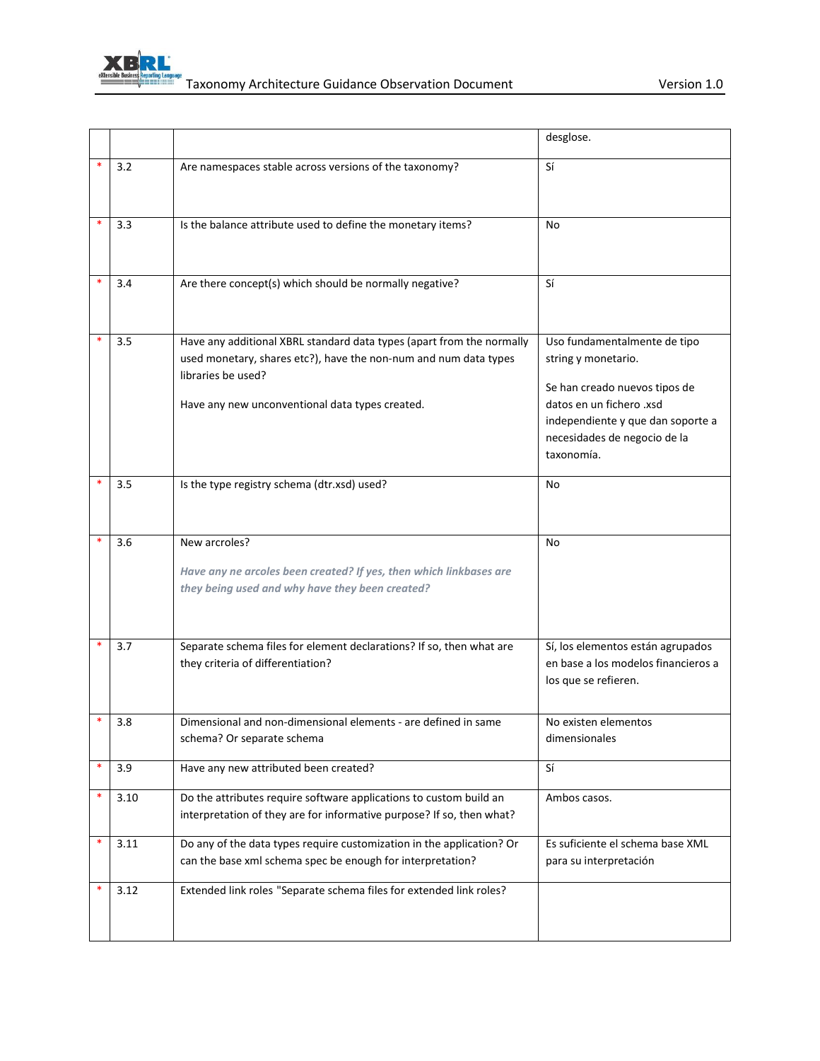| | | | |
|---|---|---|---|
| | | | desglose. |
| * | 3.2 | Are namespaces stable across versions of the taxonomy? | Sí |
| * | 3.3 | Is the balance attribute used to define the monetary items? | No |
| * | 3.4 | Are there concept(s) which should be normally negative? | Sí |
| * | 3.5 | Have any additional XBRL standard data types (apart from the normally used monetary, shares etc?), have the non-num and num data types libraries be used?<br><br>Have any new unconventional data types created. | Uso fundamentalmente de tipo string y monetario.<br><br>Se han creado nuevos tipos de datos en un fichero .xsd independiente y que dan soporte a necesidades de negocio de la taxonomía. |
| * | 3.5 | Is the type registry schema (dtr.xsd) used? | No |
| * | 3.6 | New arcroles?<br><br>***Have any ne arcoles been created? If yes, then which linkbases are they being used and why have they been created?*** | No |
| * | 3.7 | Separate schema files for element declarations? If so, then what are they criteria of differentiation? | Sí, los elementos están agrupados en base a los modelos financieros a los que se refieren. |
| * | 3.8 | Dimensional and non-dimensional elements - are defined in same schema? Or separate schema | No existen elementos dimensionales |
| * | 3.9 | Have any new attributed been created? | Sí |
| * | 3.10 | Do the attributes require software applications to custom build an interpretation of they are for informative purpose? If so, then what? | Ambos casos. |
| * | 3.11 | Do any of the data types require customization in the application? Or can the base xml schema spec be enough for interpretation? | Es suficiente el schema base XML para su interpretación |
| * | 3.12 | Extended link roles "Separate schema files for extended link roles? | |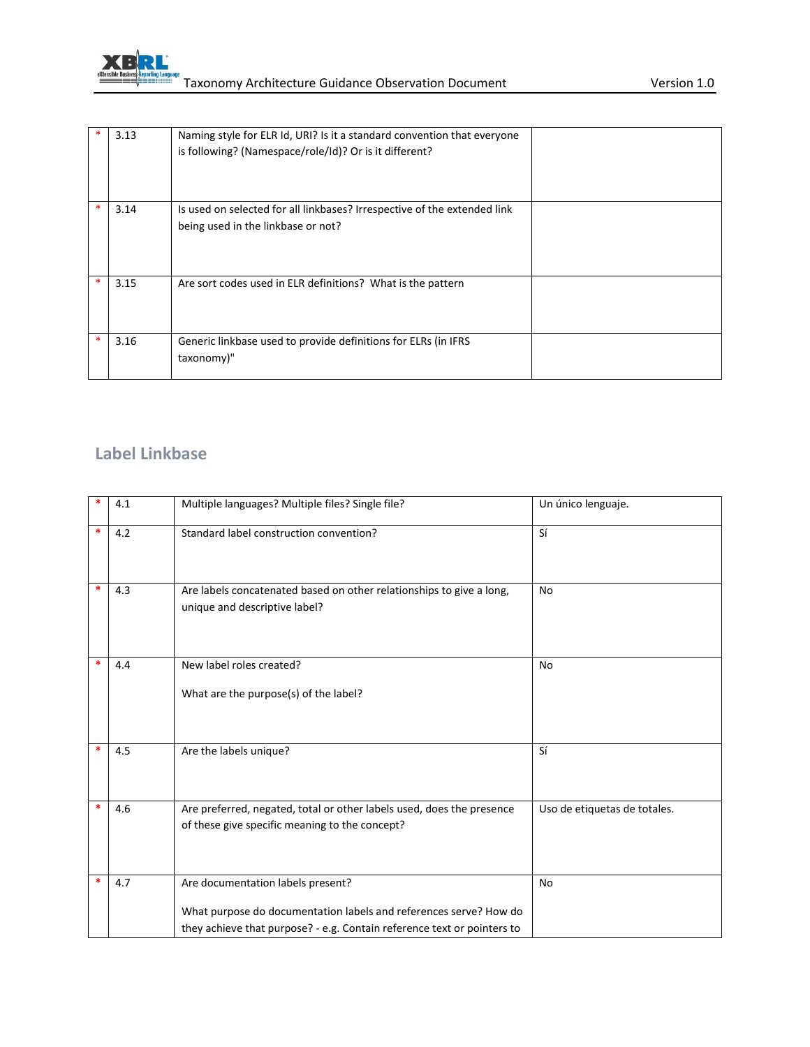| * | 3.13 | Naming style for ELR Id, URI? Is it a standard convention that everyone is following? (Namespace/role/Id)? Or is it different? | |
|---|---|---|---|
| * | 3.14 | Is used on selected for all linkbases? Irrespective of the extended link being used in the linkbase or not? | |
| * | 3.15 | Are sort codes used in ELR definitions? What is the pattern | |
| * | 3.16 | Generic linkbase used to provide definitions for ELRs (in IFRS taxonomy)" | |

## Label Linkbase

| * | 4.1 | Multiple languages? Multiple files? Single file? | Un único lenguaje. |
|---|---|---|---|
| * | 4.2 | Standard label construction convention? | Sí |
| * | 4.3 | Are labels concatenated based on other relationships to give a long, unique and descriptive label? | No |
| * | 4.4 | New label roles created?<br><br>What are the purpose(s) of the label? | No |
| * | 4.5 | Are the labels unique? | Sí |
| * | 4.6 | Are preferred, negated, total or other labels used, does the presence of these give specific meaning to the concept? | Uso de etiquetas de totales. |
| * | 4.7 | Are documentation labels present?<br><br>What purpose do documentation labels and references serve? How do they achieve that purpose? - e.g. Contain reference text or pointers to | No |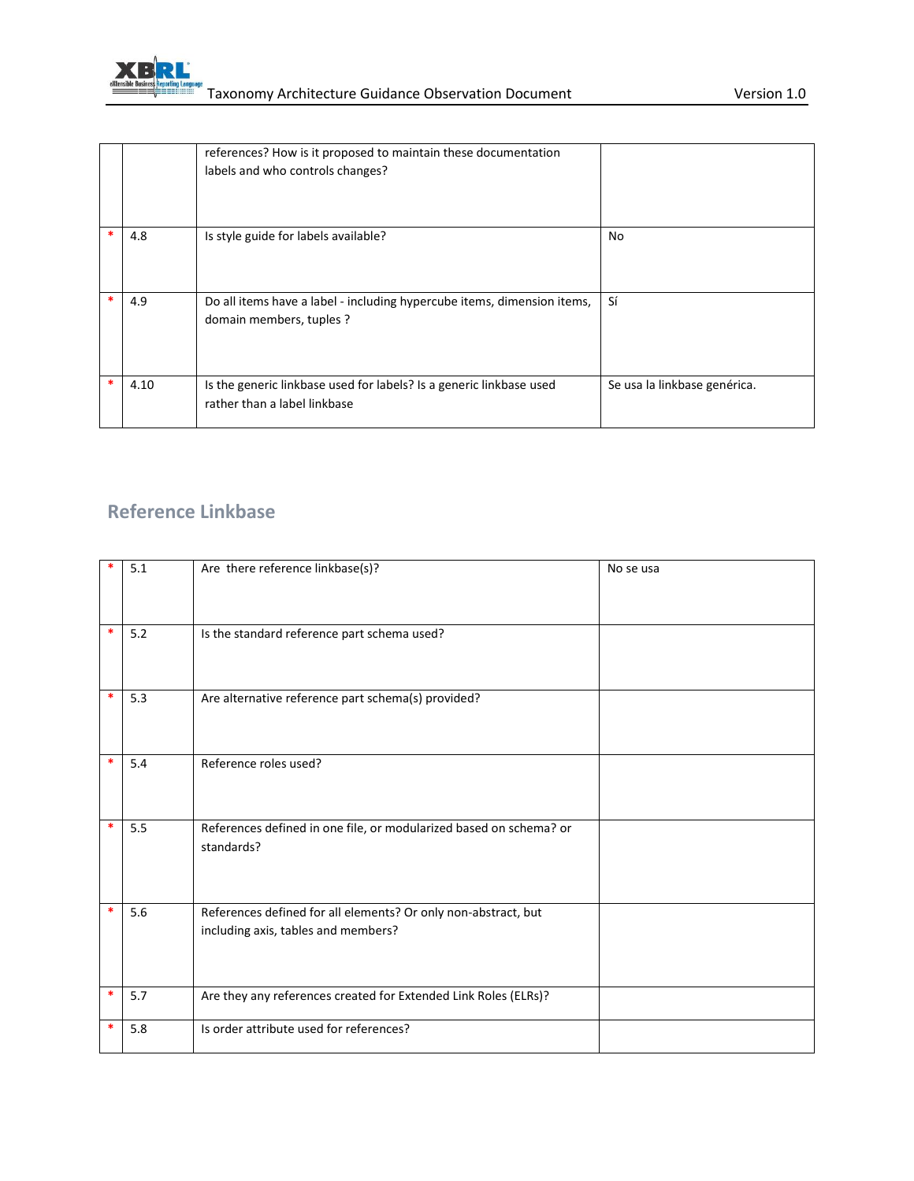| | | | |
|---|---|---|---|
| | | references? How is it proposed to maintain these documentation labels and who controls changes? | |
| * | 4.8 | Is style guide for labels available? | No |
| * | 4.9 | Do all items have a label - including hypercube items, dimension items, domain members, tuples ? | Sí |
| * | 4.10 | Is the generic linkbase used for labels? Is a generic linkbase used rather than a label linkbase | Se usa la linkbase genérica. |

## Reference Linkbase

| | | | |
|---|---|---|---|
| * | 5.1 | Are there reference linkbase(s)? | No se usa |
| * | 5.2 | Is the standard reference part schema used? | |
| * | 5.3 | Are alternative reference part schema(s) provided? | |
| * | 5.4 | Reference roles used? | |
| * | 5.5 | References defined in one file, or modularized based on schema? or standards? | |
| * | 5.6 | References defined for all elements? Or only non-abstract, but including axis, tables and members? | |
| * | 5.7 | Are they any references created for Extended Link Roles (ELRs)? | |
| * | 5.8 | Is order attribute used for references? | |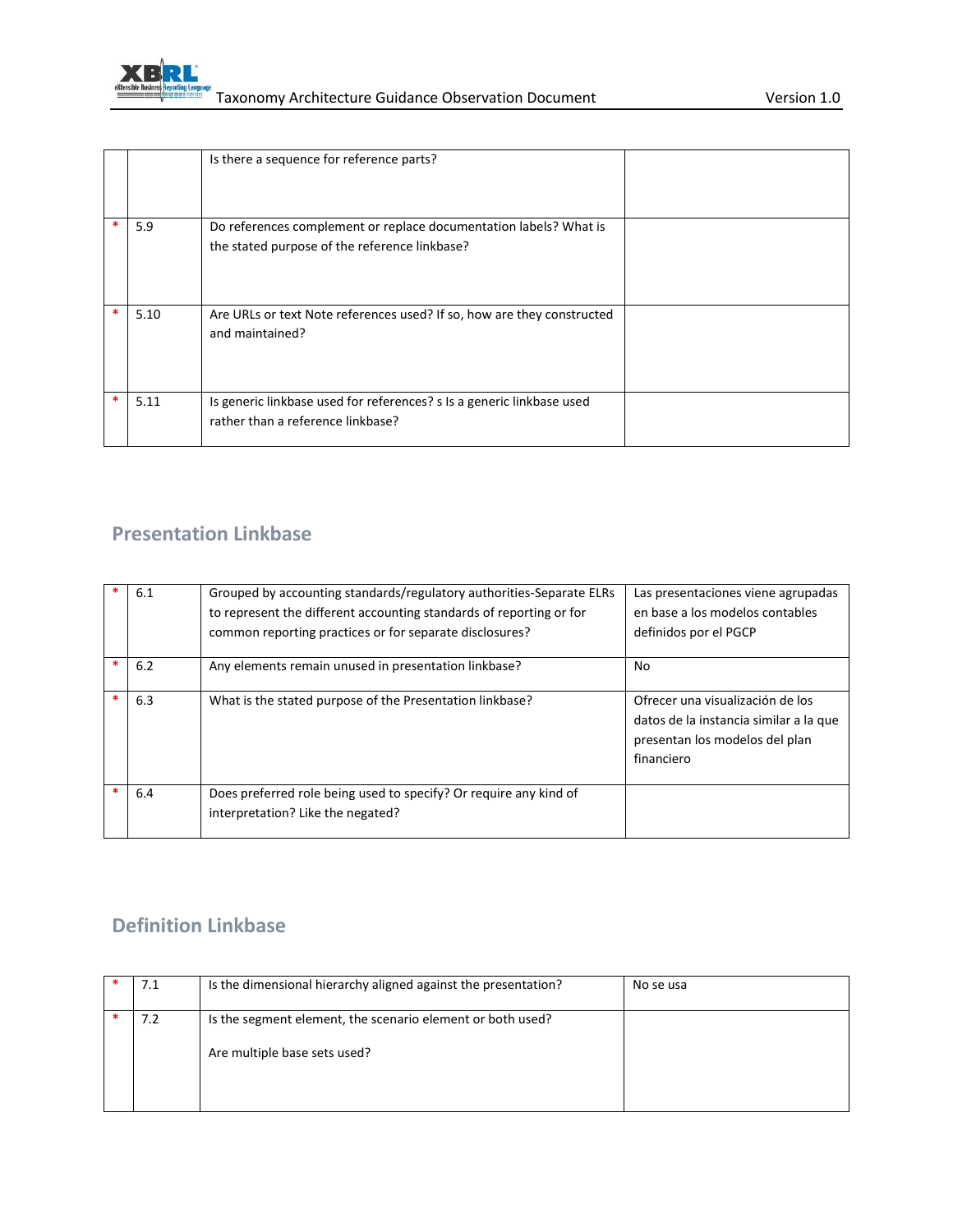| | | | |
|---|---|---|---|
| | | Is there a sequence for reference parts? | |
| * | 5.9 | Do references complement or replace documentation labels? What is the stated purpose of the reference linkbase? | |
| * | 5.10 | Are URLs or text Note references used? If so, how are they constructed and maintained? | |
| * | 5.11 | Is generic linkbase used for references? s Is a generic linkbase used rather than a reference linkbase? | |

## Presentation Linkbase

| | | | |
|---|---|---|---|
| * | 6.1 | Grouped by accounting standards/regulatory authorities-Separate ELRs to represent the different accounting standards of reporting or for common reporting practices or for separate disclosures? | Las presentaciones viene agrupadas en base a los modelos contables definidos por el PGCP |
| * | 6.2 | Any elements remain unused in presentation linkbase? | No |
| * | 6.3 | What is the stated purpose of the Presentation linkbase? | Ofrecer una visualización de los datos de la instancia similar a la que presentan los modelos del plan financiero |
| * | 6.4 | Does preferred role being used to specify? Or require any kind of interpretation? Like the negated? | |

## Definition Linkbase

| | | | |
|---|---|---|---|
| * | 7.1 | Is the dimensional hierarchy aligned against the presentation? | No se usa |
| * | 7.2 | Is the segment element, the scenario element or both used?<br><br>Are multiple base sets used? | |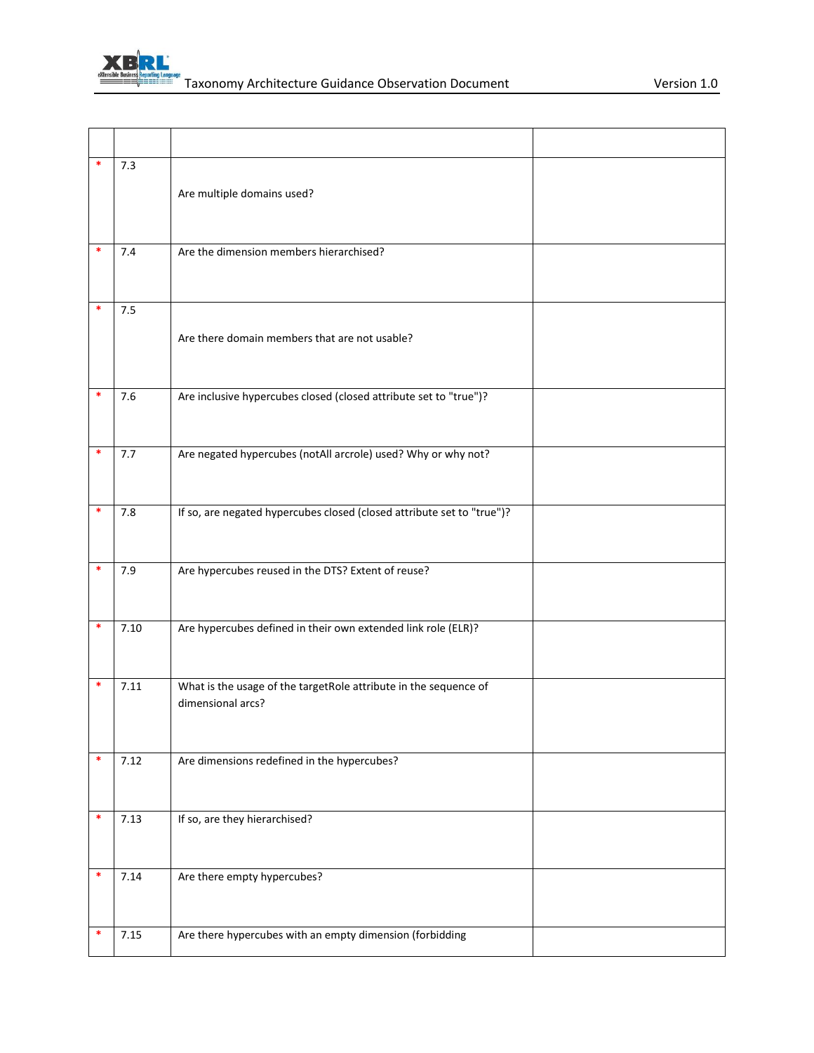| | | | |
|---|---|---|---|
| * | 7.3 | Are multiple domains used? | |
| * | 7.4 | Are the dimension members hierarchised? | |
| * | 7.5 | Are there domain members that are not usable? | |
| * | 7.6 | Are inclusive hypercubes closed (closed attribute set to "true")? | |
| * | 7.7 | Are negated hypercubes (notAll arcrole) used? Why or why not? | |
| * | 7.8 | If so, are negated hypercubes closed (closed attribute set to "true")? | |
| * | 7.9 | Are hypercubes reused in the DTS? Extent of reuse? | |
| * | 7.10 | Are hypercubes defined in their own extended link role (ELR)? | |
| * | 7.11 | What is the usage of the targetRole attribute in the sequence of dimensional arcs? | |
| * | 7.12 | Are dimensions redefined in the hypercubes? | |
| * | 7.13 | If so, are they hierarchised? | |
| * | 7.14 | Are there empty hypercubes? | |
| * | 7.15 | Are there hypercubes with an empty dimension (forbidding | |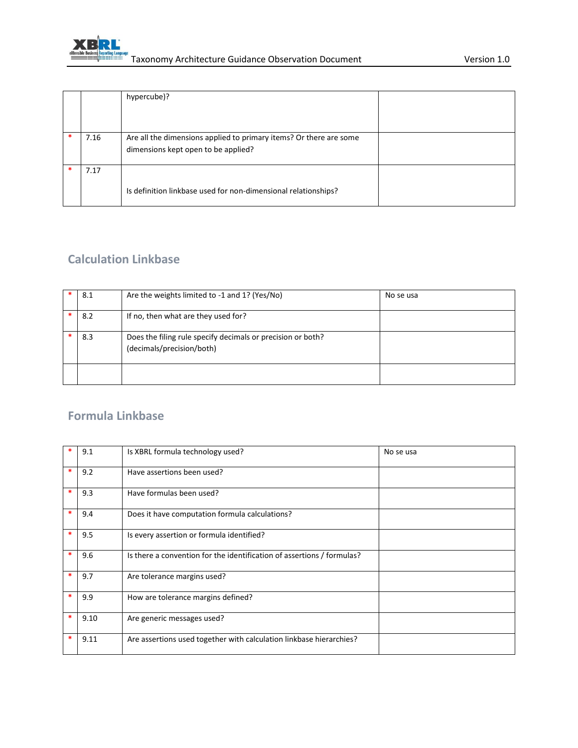| | | | |
|---|---|---|---|
| | | hypercube)? | |
| * | 7.16 | Are all the dimensions applied to primary items? Or there are some dimensions kept open to be applied? | |
| * | 7.17 | Is definition linkbase used for non-dimensional relationships? | |

## Calculation Linkbase

| | | | |
|---|---|---|---|
| * | 8.1 | Are the weights limited to -1 and 1? (Yes/No) | No se usa |
| * | 8.2 | If no, then what are they used for? | |
| * | 8.3 | Does the filing rule specify decimals or precision or both? (decimals/precision/both) | |
| | | | |

## Formula Linkbase

| | | | |
|---|---|---|---|
| * | 9.1 | Is XBRL formula technology used? | No se usa |
| * | 9.2 | Have assertions been used? | |
| * | 9.3 | Have formulas been used? | |
| * | 9.4 | Does it have computation formula calculations? | |
| * | 9.5 | Is every assertion or formula identified? | |
| * | 9.6 | Is there a convention for the identification of assertions / formulas? | |
| * | 9.7 | Are tolerance margins used? | |
| * | 9.9 | How are tolerance margins defined? | |
| * | 9.10 | Are generic messages used? | |
| * | 9.11 | Are assertions used together with calculation linkbase hierarchies? | |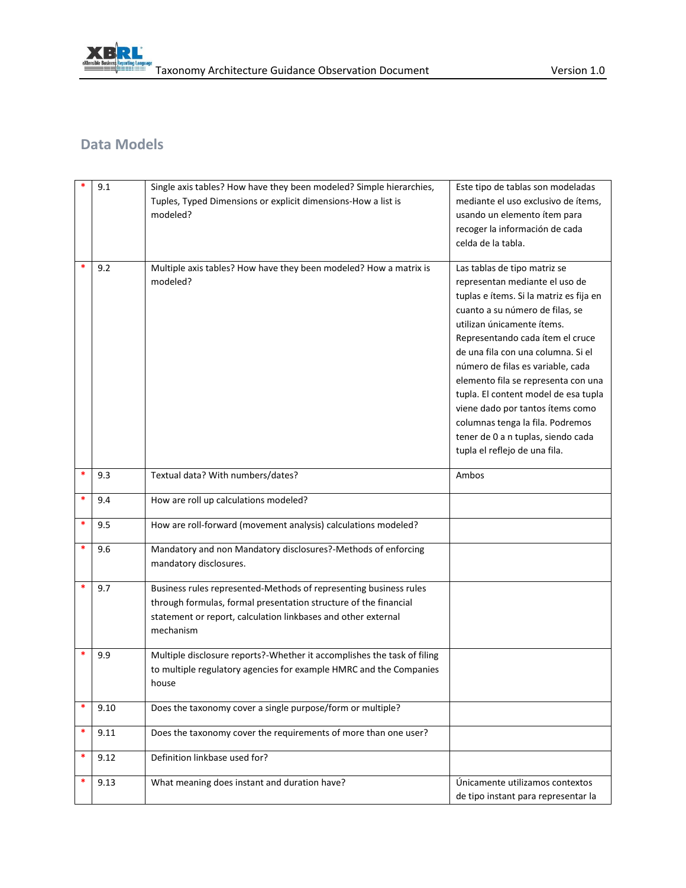## Data Models

| * | 9.1 | Single axis tables? How have they been modeled? Simple hierarchies, Tuples, Typed Dimensions or explicit dimensions-How a list is modeled? | Este tipo de tablas son modeladas mediante el uso exclusivo de ítems, usando un elemento ítem para recoger la información de cada celda de la tabla. |
|---|---|---|---|
| * | 9.2 | Multiple axis tables? How have they been modeled? How a matrix is modeled? | Las tablas de tipo matriz se representan mediante el uso de tuplas e ítems. Si la matriz es fija en cuanto a su número de filas, se utilizan únicamente ítems. Representando cada ítem el cruce de una fila con una columna. Si el número de filas es variable, cada elemento fila se representa con una tupla. El content model de esa tupla viene dado por tantos ítems como columnas tenga la fila. Podremos tener de 0 a n tuplas, siendo cada tupla el reflejo de una fila. |
| * | 9.3 | Textual data? With numbers/dates? | Ambos |
| * | 9.4 | How are roll up calculations modeled? | |
| * | 9.5 | How are roll-forward (movement analysis) calculations modeled? | |
| * | 9.6 | Mandatory and non Mandatory disclosures?-Methods of enforcing mandatory disclosures. | |
| * | 9.7 | Business rules represented-Methods of representing business rules through formulas, formal presentation structure of the financial statement or report, calculation linkbases and other external mechanism | |
| * | 9.9 | Multiple disclosure reports?-Whether it accomplishes the task of filing to multiple regulatory agencies for example HMRC and the Companies house | |
| * | 9.10 | Does the taxonomy cover a single purpose/form or multiple? | |
| * | 9.11 | Does the taxonomy cover the requirements of more than one user? | |
| * | 9.12 | Definition linkbase used for? | |
| * | 9.13 | What meaning does instant and duration have? | Únicamente utilizamos contextos de tipo instant para representar la |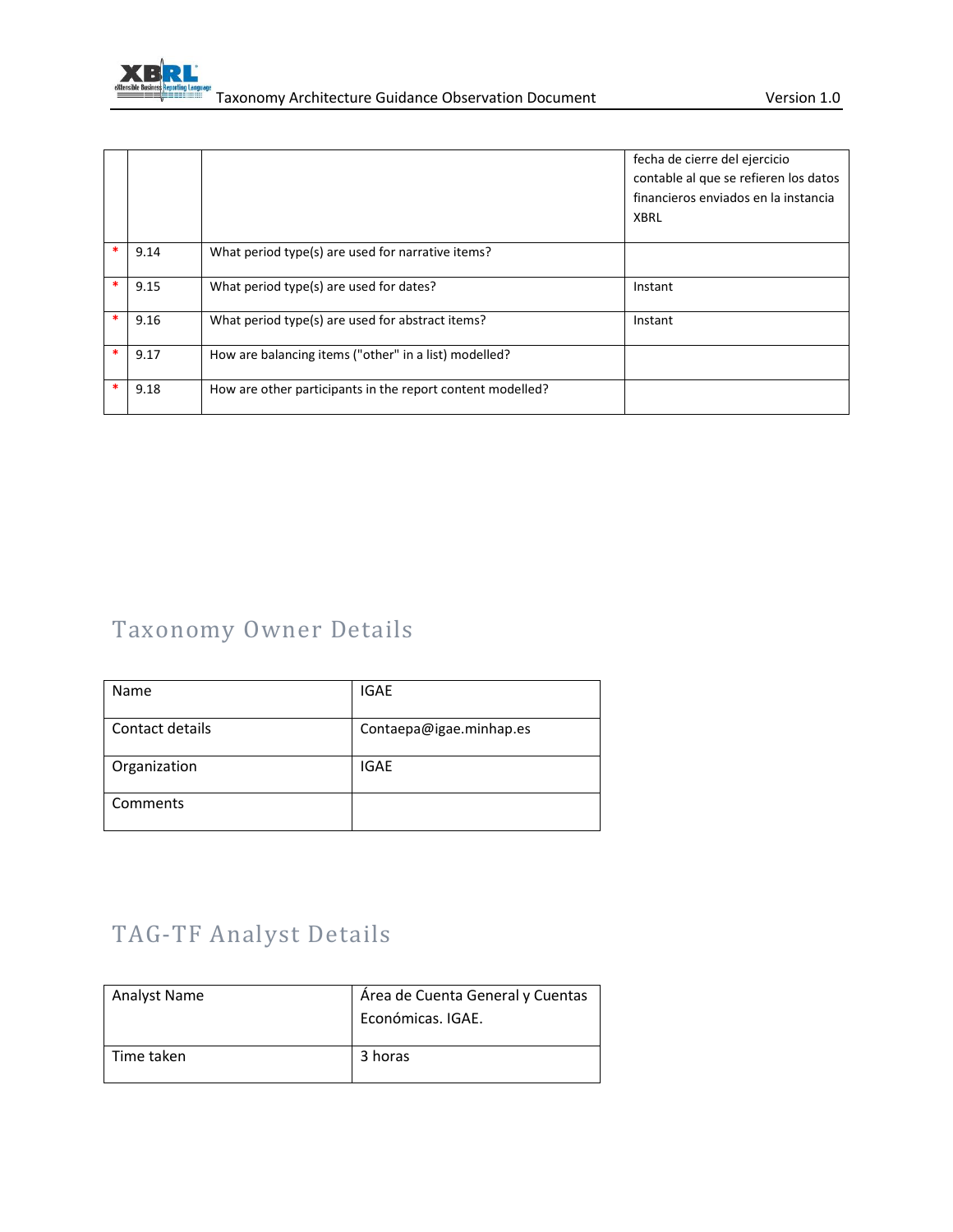|   |   |   | fecha de cierre del ejercicio contable al que se refieren los datos financieros enviados en la instancia XBRL |
|---|---|---|---|
| * | 9.14 | What period type(s) are used for narrative items? |   |
| * | 9.15 | What period type(s) are used for dates? | Instant |
| * | 9.16 | What period type(s) are used for abstract items? | Instant |
| * | 9.17 | How are balancing items ("other" in a list) modelled? |   |
| * | 9.18 | How are other participants in the report content modelled? |   |

## Taxonomy Owner Details

| Name | IGAE |
|---|---|
| Contact details | Contaepa@igae.minhap.es |
| Organization | IGAE |
| Comments |   |

## TAG-TF Analyst Details

| Analyst Name | Área de Cuenta General y Cuentas Económicas. IGAE. |
|---|---|
| Time taken | 3 horas |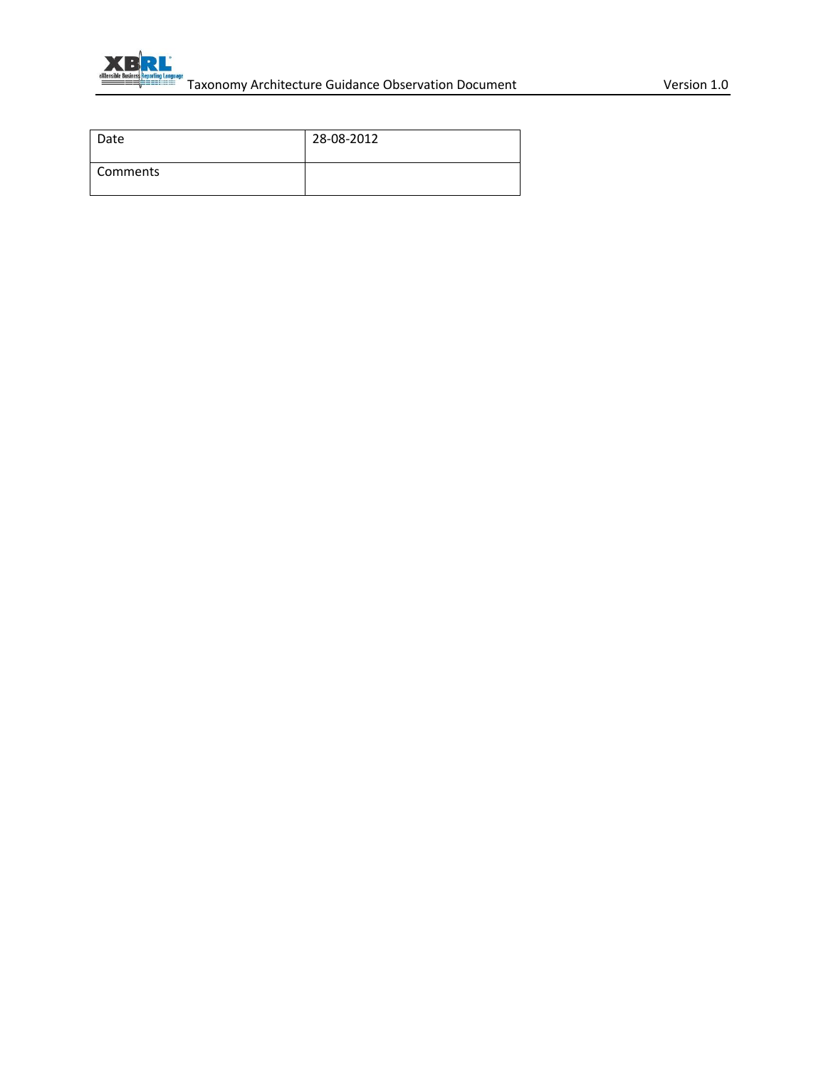| Date | 28-08-2012 |
| --- | --- |
| Comments | |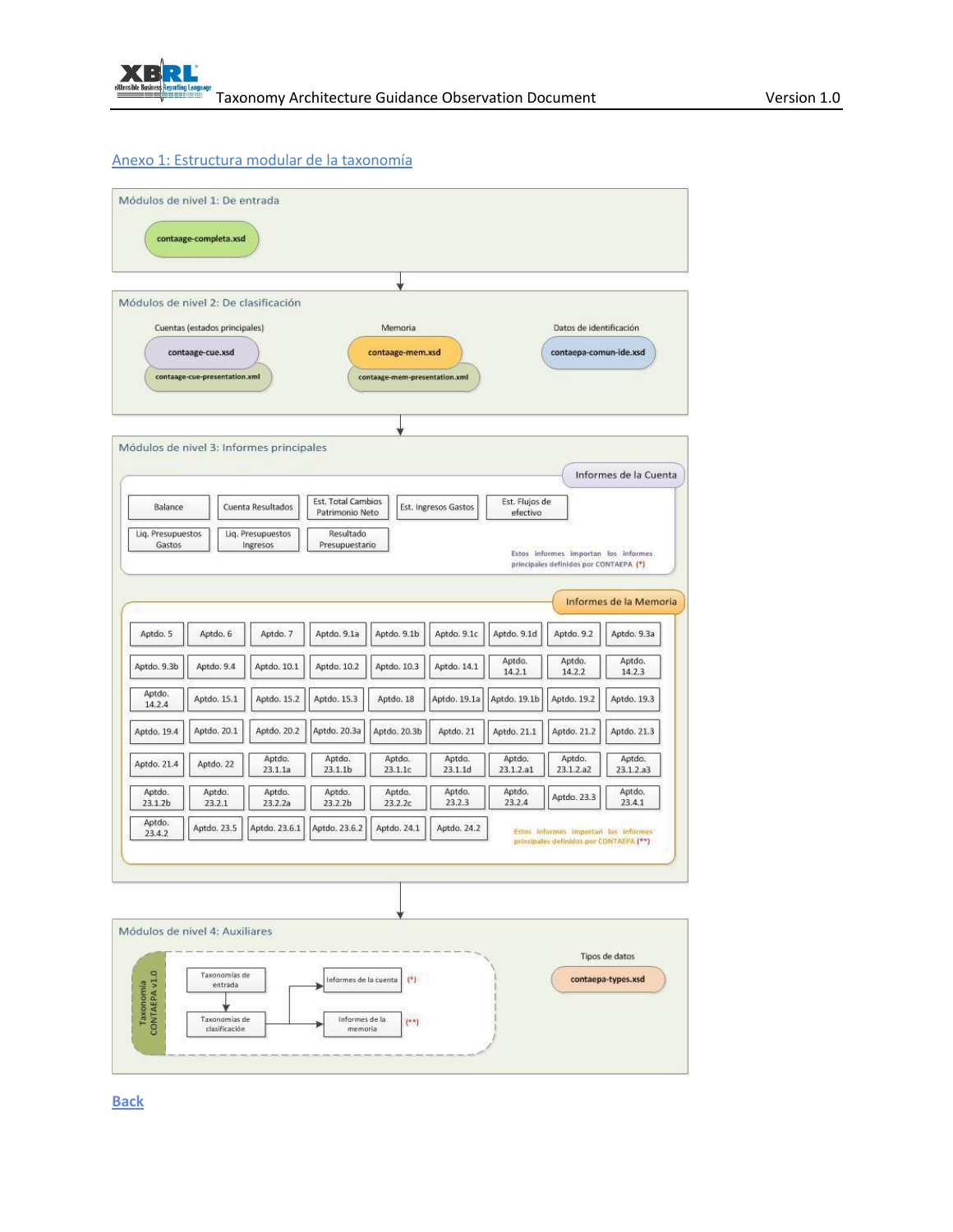## Anexo 1: Estructura modular de la taxonomía

Módulos de nivel 1: De entrada

contaage-completa.xsd

Módulos de nivel 2: De clasificación

Cuentas (estados principales)

contaage-cue.xsd

contaage-cue-presentation.xml

Memoria

contaage-mem.xsd

contaage-mem-presentation.xml

Datos de identificación

contaepa-comun-ide.xsd

Módulos de nivel 3: Informes principales

Informes de la Cuenta

Balance
Cuenta Resultados
Est. Total Cambios Patrimonio Neto
Est. Ingresos Gastos
Est. Flujos de efectivo
Liq. Presupuestos Gastos
Liq. Presupuestos Ingresos
Resultado Presupuestario

Estos informes importan los informes principales definidos por CONTAEPA (*)

Informes de la Memoria

Aptdo. 5
Aptdo. 6
Aptdo. 7
Aptdo. 9.1a
Aptdo. 9.1b
Aptdo. 9.1c
Aptdo. 9.1d
Aptdo. 9.2
Aptdo. 9.3a
Aptdo. 9.3b
Aptdo. 9.4
Aptdo. 10.1
Aptdo. 10.2
Aptdo. 10.3
Aptdo. 14.1
Aptdo. 14.2.1
Aptdo. 14.2.2
Aptdo. 14.2.3
Aptdo. 14.2.4
Aptdo. 15.1
Aptdo. 15.2
Aptdo. 15.3
Aptdo. 18
Aptdo. 19.1a
Aptdo. 19.1b
Aptdo. 19.2
Aptdo. 19.3
Aptdo. 19.4
Aptdo. 20.1
Aptdo. 20.2
Aptdo. 20.3a
Aptdo. 20.3b
Aptdo. 21
Aptdo. 21.1
Aptdo. 21.2
Aptdo. 21.3
Aptdo. 21.4
Aptdo. 22
Aptdo. 23.1.1a
Aptdo. 23.1.1b
Aptdo. 23.1.1c
Aptdo. 23.1.1d
Aptdo. 23.1.2.a1
Aptdo. 23.1.2.a2
Aptdo. 23.1.2.a3
Aptdo. 23.1.2b
Aptdo. 23.2.1
Aptdo. 23.2.2a
Aptdo. 23.2.2b
Aptdo. 23.2.2c
Aptdo. 23.2.3
Aptdo. 23.2.4
Aptdo. 23.3
Aptdo. 23.4.1
Aptdo. 23.4.2
Aptdo. 23.5
Aptdo. 23.6.1
Aptdo. 23.6.2
Aptdo. 24.1
Aptdo. 24.2

Estos informes importan los informes principales definidos por CONTAEPA (**)

Módulos de nivel 4: Auxiliares

Taxonomía CONTAEPA v1.0

Taxonomías de entrada
Taxonomías de clasificación
Informes de la cuenta (*)
Informes de la memoria (**)

Tipos de datos

contaepa-types.xsd

**Back**